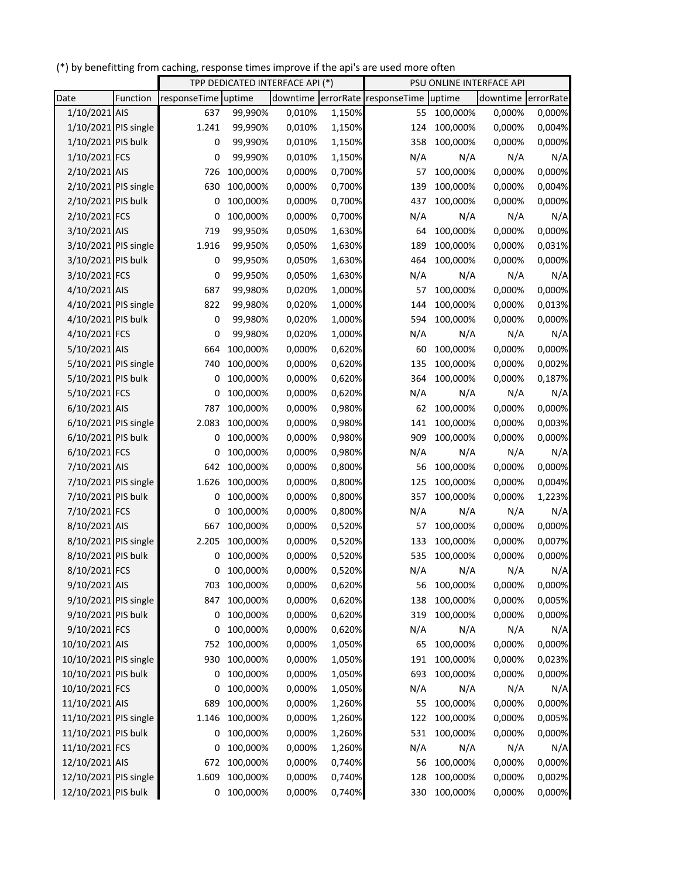(*) by benefitting from caching, response times improve if the api's are used more often

| | | TPP DEDICATED INTERFACE API (*) | | | | PSU ONLINE INTERFACE API | | | |
|---|---|---|---|---|---|---|---|---|---|
| Date | Function | responseTime | uptime | downtime | errorRate | responseTime | uptime | downtime | errorRate |
| 1/10/2021 | AIS | 637 | 99,990% | 0,010% | 1,150% | 55 | 100,000% | 0,000% | 0,000% |
| 1/10/2021 | PIS single | 1.241 | 99,990% | 0,010% | 1,150% | 124 | 100,000% | 0,000% | 0,004% |
| 1/10/2021 | PIS bulk | 0 | 99,990% | 0,010% | 1,150% | 358 | 100,000% | 0,000% | 0,000% |
| 1/10/2021 | FCS | 0 | 99,990% | 0,010% | 1,150% | N/A | N/A | N/A | N/A |
| 2/10/2021 | AIS | 726 | 100,000% | 0,000% | 0,700% | 57 | 100,000% | 0,000% | 0,000% |
| 2/10/2021 | PIS single | 630 | 100,000% | 0,000% | 0,700% | 139 | 100,000% | 0,000% | 0,004% |
| 2/10/2021 | PIS bulk | 0 | 100,000% | 0,000% | 0,700% | 437 | 100,000% | 0,000% | 0,000% |
| 2/10/2021 | FCS | 0 | 100,000% | 0,000% | 0,700% | N/A | N/A | N/A | N/A |
| 3/10/2021 | AIS | 719 | 99,950% | 0,050% | 1,630% | 64 | 100,000% | 0,000% | 0,000% |
| 3/10/2021 | PIS single | 1.916 | 99,950% | 0,050% | 1,630% | 189 | 100,000% | 0,000% | 0,031% |
| 3/10/2021 | PIS bulk | 0 | 99,950% | 0,050% | 1,630% | 464 | 100,000% | 0,000% | 0,000% |
| 3/10/2021 | FCS | 0 | 99,950% | 0,050% | 1,630% | N/A | N/A | N/A | N/A |
| 4/10/2021 | AIS | 687 | 99,980% | 0,020% | 1,000% | 57 | 100,000% | 0,000% | 0,000% |
| 4/10/2021 | PIS single | 822 | 99,980% | 0,020% | 1,000% | 144 | 100,000% | 0,000% | 0,013% |
| 4/10/2021 | PIS bulk | 0 | 99,980% | 0,020% | 1,000% | 594 | 100,000% | 0,000% | 0,000% |
| 4/10/2021 | FCS | 0 | 99,980% | 0,020% | 1,000% | N/A | N/A | N/A | N/A |
| 5/10/2021 | AIS | 664 | 100,000% | 0,000% | 0,620% | 60 | 100,000% | 0,000% | 0,000% |
| 5/10/2021 | PIS single | 740 | 100,000% | 0,000% | 0,620% | 135 | 100,000% | 0,000% | 0,002% |
| 5/10/2021 | PIS bulk | 0 | 100,000% | 0,000% | 0,620% | 364 | 100,000% | 0,000% | 0,187% |
| 5/10/2021 | FCS | 0 | 100,000% | 0,000% | 0,620% | N/A | N/A | N/A | N/A |
| 6/10/2021 | AIS | 787 | 100,000% | 0,000% | 0,980% | 62 | 100,000% | 0,000% | 0,000% |
| 6/10/2021 | PIS single | 2.083 | 100,000% | 0,000% | 0,980% | 141 | 100,000% | 0,000% | 0,003% |
| 6/10/2021 | PIS bulk | 0 | 100,000% | 0,000% | 0,980% | 909 | 100,000% | 0,000% | 0,000% |
| 6/10/2021 | FCS | 0 | 100,000% | 0,000% | 0,980% | N/A | N/A | N/A | N/A |
| 7/10/2021 | AIS | 642 | 100,000% | 0,000% | 0,800% | 56 | 100,000% | 0,000% | 0,000% |
| 7/10/2021 | PIS single | 1.626 | 100,000% | 0,000% | 0,800% | 125 | 100,000% | 0,000% | 0,004% |
| 7/10/2021 | PIS bulk | 0 | 100,000% | 0,000% | 0,800% | 357 | 100,000% | 0,000% | 1,223% |
| 7/10/2021 | FCS | 0 | 100,000% | 0,000% | 0,800% | N/A | N/A | N/A | N/A |
| 8/10/2021 | AIS | 667 | 100,000% | 0,000% | 0,520% | 57 | 100,000% | 0,000% | 0,000% |
| 8/10/2021 | PIS single | 2.205 | 100,000% | 0,000% | 0,520% | 133 | 100,000% | 0,000% | 0,007% |
| 8/10/2021 | PIS bulk | 0 | 100,000% | 0,000% | 0,520% | 535 | 100,000% | 0,000% | 0,000% |
| 8/10/2021 | FCS | 0 | 100,000% | 0,000% | 0,520% | N/A | N/A | N/A | N/A |
| 9/10/2021 | AIS | 703 | 100,000% | 0,000% | 0,620% | 56 | 100,000% | 0,000% | 0,000% |
| 9/10/2021 | PIS single | 847 | 100,000% | 0,000% | 0,620% | 138 | 100,000% | 0,000% | 0,005% |
| 9/10/2021 | PIS bulk | 0 | 100,000% | 0,000% | 0,620% | 319 | 100,000% | 0,000% | 0,000% |
| 9/10/2021 | FCS | 0 | 100,000% | 0,000% | 0,620% | N/A | N/A | N/A | N/A |
| 10/10/2021 | AIS | 752 | 100,000% | 0,000% | 1,050% | 65 | 100,000% | 0,000% | 0,000% |
| 10/10/2021 | PIS single | 930 | 100,000% | 0,000% | 1,050% | 191 | 100,000% | 0,000% | 0,023% |
| 10/10/2021 | PIS bulk | 0 | 100,000% | 0,000% | 1,050% | 693 | 100,000% | 0,000% | 0,000% |
| 10/10/2021 | FCS | 0 | 100,000% | 0,000% | 1,050% | N/A | N/A | N/A | N/A |
| 11/10/2021 | AIS | 689 | 100,000% | 0,000% | 1,260% | 55 | 100,000% | 0,000% | 0,000% |
| 11/10/2021 | PIS single | 1.146 | 100,000% | 0,000% | 1,260% | 122 | 100,000% | 0,000% | 0,005% |
| 11/10/2021 | PIS bulk | 0 | 100,000% | 0,000% | 1,260% | 531 | 100,000% | 0,000% | 0,000% |
| 11/10/2021 | FCS | 0 | 100,000% | 0,000% | 1,260% | N/A | N/A | N/A | N/A |
| 12/10/2021 | AIS | 672 | 100,000% | 0,000% | 0,740% | 56 | 100,000% | 0,000% | 0,000% |
| 12/10/2021 | PIS single | 1.609 | 100,000% | 0,000% | 0,740% | 128 | 100,000% | 0,000% | 0,002% |
| 12/10/2021 | PIS bulk | 0 | 100,000% | 0,000% | 0,740% | 330 | 100,000% | 0,000% | 0,000% |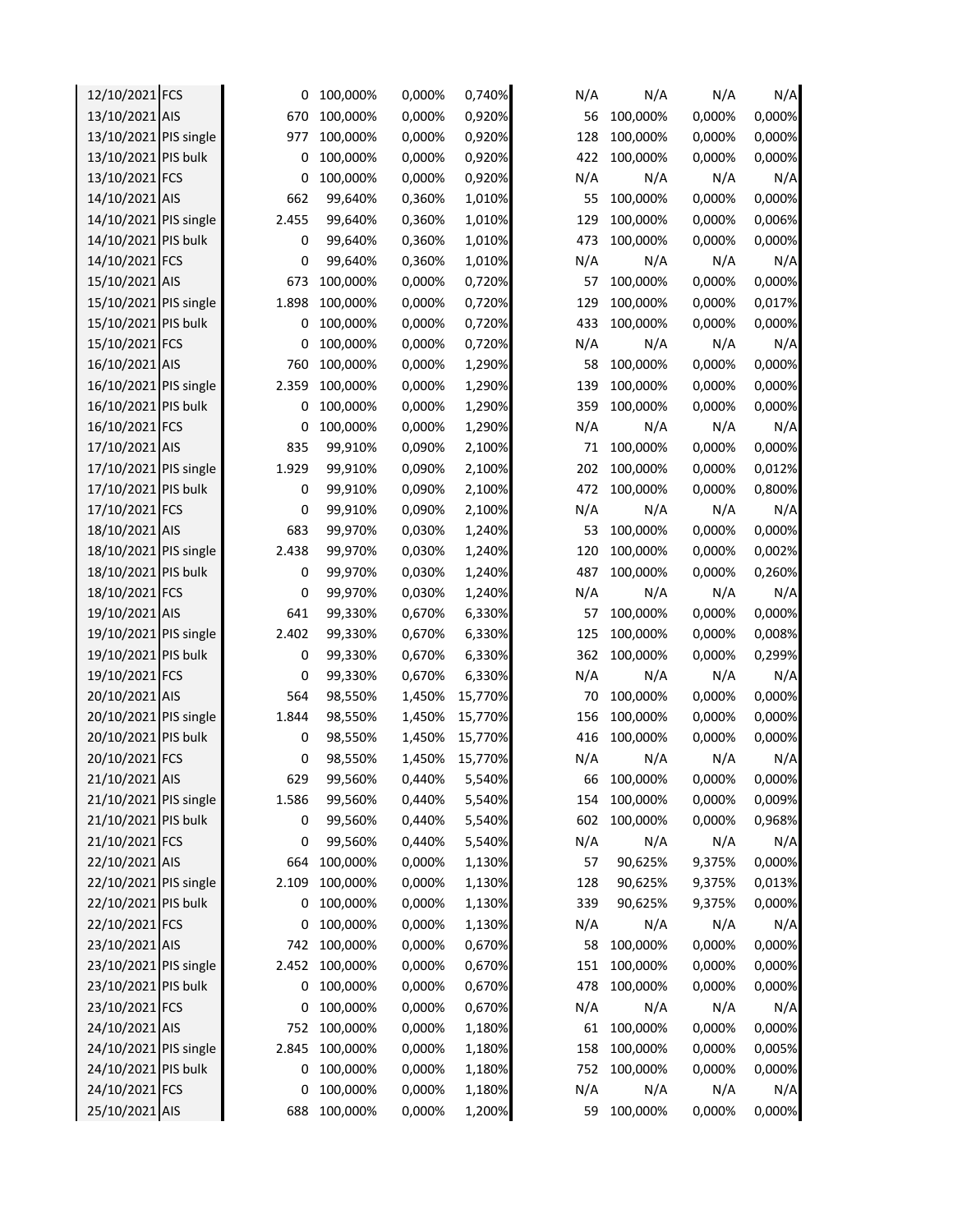| | | | | | | | | | |
|---|---|---|---|---|---|---|---|---|---|
| 12/10/2021 | FCS | 0 | 100,000% | 0,000% | 0,740% | N/A | N/A | N/A | N/A |
| 13/10/2021 | AIS | 670 | 100,000% | 0,000% | 0,920% | 56 | 100,000% | 0,000% | 0,000% |
| 13/10/2021 | PIS single | 977 | 100,000% | 0,000% | 0,920% | 128 | 100,000% | 0,000% | 0,000% |
| 13/10/2021 | PIS bulk | 0 | 100,000% | 0,000% | 0,920% | 422 | 100,000% | 0,000% | 0,000% |
| 13/10/2021 | FCS | 0 | 100,000% | 0,000% | 0,920% | N/A | N/A | N/A | N/A |
| 14/10/2021 | AIS | 662 | 99,640% | 0,360% | 1,010% | 55 | 100,000% | 0,000% | 0,000% |
| 14/10/2021 | PIS single | 2.455 | 99,640% | 0,360% | 1,010% | 129 | 100,000% | 0,000% | 0,006% |
| 14/10/2021 | PIS bulk | 0 | 99,640% | 0,360% | 1,010% | 473 | 100,000% | 0,000% | 0,000% |
| 14/10/2021 | FCS | 0 | 99,640% | 0,360% | 1,010% | N/A | N/A | N/A | N/A |
| 15/10/2021 | AIS | 673 | 100,000% | 0,000% | 0,720% | 57 | 100,000% | 0,000% | 0,000% |
| 15/10/2021 | PIS single | 1.898 | 100,000% | 0,000% | 0,720% | 129 | 100,000% | 0,000% | 0,017% |
| 15/10/2021 | PIS bulk | 0 | 100,000% | 0,000% | 0,720% | 433 | 100,000% | 0,000% | 0,000% |
| 15/10/2021 | FCS | 0 | 100,000% | 0,000% | 0,720% | N/A | N/A | N/A | N/A |
| 16/10/2021 | AIS | 760 | 100,000% | 0,000% | 1,290% | 58 | 100,000% | 0,000% | 0,000% |
| 16/10/2021 | PIS single | 2.359 | 100,000% | 0,000% | 1,290% | 139 | 100,000% | 0,000% | 0,000% |
| 16/10/2021 | PIS bulk | 0 | 100,000% | 0,000% | 1,290% | 359 | 100,000% | 0,000% | 0,000% |
| 16/10/2021 | FCS | 0 | 100,000% | 0,000% | 1,290% | N/A | N/A | N/A | N/A |
| 17/10/2021 | AIS | 835 | 99,910% | 0,090% | 2,100% | 71 | 100,000% | 0,000% | 0,000% |
| 17/10/2021 | PIS single | 1.929 | 99,910% | 0,090% | 2,100% | 202 | 100,000% | 0,000% | 0,012% |
| 17/10/2021 | PIS bulk | 0 | 99,910% | 0,090% | 2,100% | 472 | 100,000% | 0,000% | 0,800% |
| 17/10/2021 | FCS | 0 | 99,910% | 0,090% | 2,100% | N/A | N/A | N/A | N/A |
| 18/10/2021 | AIS | 683 | 99,970% | 0,030% | 1,240% | 53 | 100,000% | 0,000% | 0,000% |
| 18/10/2021 | PIS single | 2.438 | 99,970% | 0,030% | 1,240% | 120 | 100,000% | 0,000% | 0,002% |
| 18/10/2021 | PIS bulk | 0 | 99,970% | 0,030% | 1,240% | 487 | 100,000% | 0,000% | 0,260% |
| 18/10/2021 | FCS | 0 | 99,970% | 0,030% | 1,240% | N/A | N/A | N/A | N/A |
| 19/10/2021 | AIS | 641 | 99,330% | 0,670% | 6,330% | 57 | 100,000% | 0,000% | 0,000% |
| 19/10/2021 | PIS single | 2.402 | 99,330% | 0,670% | 6,330% | 125 | 100,000% | 0,000% | 0,008% |
| 19/10/2021 | PIS bulk | 0 | 99,330% | 0,670% | 6,330% | 362 | 100,000% | 0,000% | 0,299% |
| 19/10/2021 | FCS | 0 | 99,330% | 0,670% | 6,330% | N/A | N/A | N/A | N/A |
| 20/10/2021 | AIS | 564 | 98,550% | 1,450% | 15,770% | 70 | 100,000% | 0,000% | 0,000% |
| 20/10/2021 | PIS single | 1.844 | 98,550% | 1,450% | 15,770% | 156 | 100,000% | 0,000% | 0,000% |
| 20/10/2021 | PIS bulk | 0 | 98,550% | 1,450% | 15,770% | 416 | 100,000% | 0,000% | 0,000% |
| 20/10/2021 | FCS | 0 | 98,550% | 1,450% | 15,770% | N/A | N/A | N/A | N/A |
| 21/10/2021 | AIS | 629 | 99,560% | 0,440% | 5,540% | 66 | 100,000% | 0,000% | 0,000% |
| 21/10/2021 | PIS single | 1.586 | 99,560% | 0,440% | 5,540% | 154 | 100,000% | 0,000% | 0,009% |
| 21/10/2021 | PIS bulk | 0 | 99,560% | 0,440% | 5,540% | 602 | 100,000% | 0,000% | 0,968% |
| 21/10/2021 | FCS | 0 | 99,560% | 0,440% | 5,540% | N/A | N/A | N/A | N/A |
| 22/10/2021 | AIS | 664 | 100,000% | 0,000% | 1,130% | 57 | 90,625% | 9,375% | 0,000% |
| 22/10/2021 | PIS single | 2.109 | 100,000% | 0,000% | 1,130% | 128 | 90,625% | 9,375% | 0,013% |
| 22/10/2021 | PIS bulk | 0 | 100,000% | 0,000% | 1,130% | 339 | 90,625% | 9,375% | 0,000% |
| 22/10/2021 | FCS | 0 | 100,000% | 0,000% | 1,130% | N/A | N/A | N/A | N/A |
| 23/10/2021 | AIS | 742 | 100,000% | 0,000% | 0,670% | 58 | 100,000% | 0,000% | 0,000% |
| 23/10/2021 | PIS single | 2.452 | 100,000% | 0,000% | 0,670% | 151 | 100,000% | 0,000% | 0,000% |
| 23/10/2021 | PIS bulk | 0 | 100,000% | 0,000% | 0,670% | 478 | 100,000% | 0,000% | 0,000% |
| 23/10/2021 | FCS | 0 | 100,000% | 0,000% | 0,670% | N/A | N/A | N/A | N/A |
| 24/10/2021 | AIS | 752 | 100,000% | 0,000% | 1,180% | 61 | 100,000% | 0,000% | 0,000% |
| 24/10/2021 | PIS single | 2.845 | 100,000% | 0,000% | 1,180% | 158 | 100,000% | 0,000% | 0,005% |
| 24/10/2021 | PIS bulk | 0 | 100,000% | 0,000% | 1,180% | 752 | 100,000% | 0,000% | 0,000% |
| 24/10/2021 | FCS | 0 | 100,000% | 0,000% | 1,180% | N/A | N/A | N/A | N/A |
| 25/10/2021 | AIS | 688 | 100,000% | 0,000% | 1,200% | 59 | 100,000% | 0,000% | 0,000% |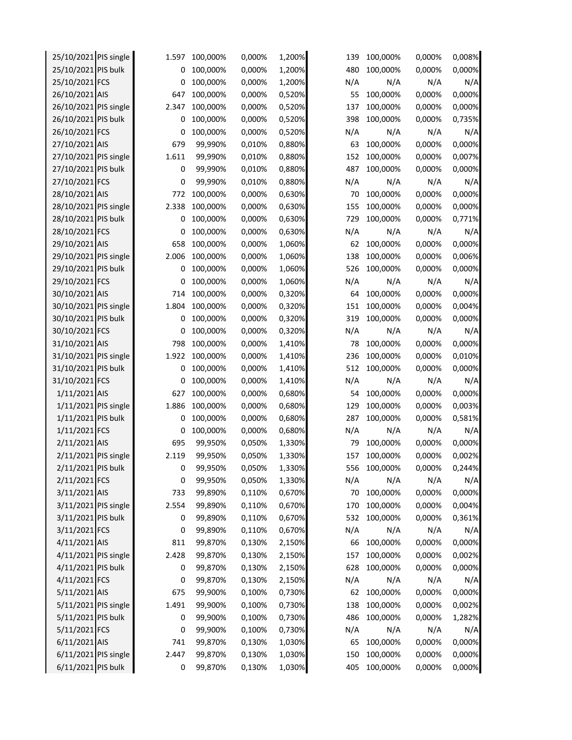| | | | | | | | | | |
|---|---|---|---|---|---|---|---|---|---|
| 25/10/2021 | PIS single | 1.597 | 100,000% | 0,000% | 1,200% | 139 | 100,000% | 0,000% | 0,008% |
| 25/10/2021 | PIS bulk | 0 | 100,000% | 0,000% | 1,200% | 480 | 100,000% | 0,000% | 0,000% |
| 25/10/2021 | FCS | 0 | 100,000% | 0,000% | 1,200% | N/A | N/A | N/A | N/A |
| 26/10/2021 | AIS | 647 | 100,000% | 0,000% | 0,520% | 55 | 100,000% | 0,000% | 0,000% |
| 26/10/2021 | PIS single | 2.347 | 100,000% | 0,000% | 0,520% | 137 | 100,000% | 0,000% | 0,000% |
| 26/10/2021 | PIS bulk | 0 | 100,000% | 0,000% | 0,520% | 398 | 100,000% | 0,000% | 0,735% |
| 26/10/2021 | FCS | 0 | 100,000% | 0,000% | 0,520% | N/A | N/A | N/A | N/A |
| 27/10/2021 | AIS | 679 | 99,990% | 0,010% | 0,880% | 63 | 100,000% | 0,000% | 0,000% |
| 27/10/2021 | PIS single | 1.611 | 99,990% | 0,010% | 0,880% | 152 | 100,000% | 0,000% | 0,007% |
| 27/10/2021 | PIS bulk | 0 | 99,990% | 0,010% | 0,880% | 487 | 100,000% | 0,000% | 0,000% |
| 27/10/2021 | FCS | 0 | 99,990% | 0,010% | 0,880% | N/A | N/A | N/A | N/A |
| 28/10/2021 | AIS | 772 | 100,000% | 0,000% | 0,630% | 70 | 100,000% | 0,000% | 0,000% |
| 28/10/2021 | PIS single | 2.338 | 100,000% | 0,000% | 0,630% | 155 | 100,000% | 0,000% | 0,000% |
| 28/10/2021 | PIS bulk | 0 | 100,000% | 0,000% | 0,630% | 729 | 100,000% | 0,000% | 0,771% |
| 28/10/2021 | FCS | 0 | 100,000% | 0,000% | 0,630% | N/A | N/A | N/A | N/A |
| 29/10/2021 | AIS | 658 | 100,000% | 0,000% | 1,060% | 62 | 100,000% | 0,000% | 0,000% |
| 29/10/2021 | PIS single | 2.006 | 100,000% | 0,000% | 1,060% | 138 | 100,000% | 0,000% | 0,006% |
| 29/10/2021 | PIS bulk | 0 | 100,000% | 0,000% | 1,060% | 526 | 100,000% | 0,000% | 0,000% |
| 29/10/2021 | FCS | 0 | 100,000% | 0,000% | 1,060% | N/A | N/A | N/A | N/A |
| 30/10/2021 | AIS | 714 | 100,000% | 0,000% | 0,320% | 64 | 100,000% | 0,000% | 0,000% |
| 30/10/2021 | PIS single | 1.804 | 100,000% | 0,000% | 0,320% | 151 | 100,000% | 0,000% | 0,004% |
| 30/10/2021 | PIS bulk | 0 | 100,000% | 0,000% | 0,320% | 319 | 100,000% | 0,000% | 0,000% |
| 30/10/2021 | FCS | 0 | 100,000% | 0,000% | 0,320% | N/A | N/A | N/A | N/A |
| 31/10/2021 | AIS | 798 | 100,000% | 0,000% | 1,410% | 78 | 100,000% | 0,000% | 0,000% |
| 31/10/2021 | PIS single | 1.922 | 100,000% | 0,000% | 1,410% | 236 | 100,000% | 0,000% | 0,010% |
| 31/10/2021 | PIS bulk | 0 | 100,000% | 0,000% | 1,410% | 512 | 100,000% | 0,000% | 0,000% |
| 31/10/2021 | FCS | 0 | 100,000% | 0,000% | 1,410% | N/A | N/A | N/A | N/A |
| 1/11/2021 | AIS | 627 | 100,000% | 0,000% | 0,680% | 54 | 100,000% | 0,000% | 0,000% |
| 1/11/2021 | PIS single | 1.886 | 100,000% | 0,000% | 0,680% | 129 | 100,000% | 0,000% | 0,003% |
| 1/11/2021 | PIS bulk | 0 | 100,000% | 0,000% | 0,680% | 287 | 100,000% | 0,000% | 0,581% |
| 1/11/2021 | FCS | 0 | 100,000% | 0,000% | 0,680% | N/A | N/A | N/A | N/A |
| 2/11/2021 | AIS | 695 | 99,950% | 0,050% | 1,330% | 79 | 100,000% | 0,000% | 0,000% |
| 2/11/2021 | PIS single | 2.119 | 99,950% | 0,050% | 1,330% | 157 | 100,000% | 0,000% | 0,002% |
| 2/11/2021 | PIS bulk | 0 | 99,950% | 0,050% | 1,330% | 556 | 100,000% | 0,000% | 0,244% |
| 2/11/2021 | FCS | 0 | 99,950% | 0,050% | 1,330% | N/A | N/A | N/A | N/A |
| 3/11/2021 | AIS | 733 | 99,890% | 0,110% | 0,670% | 70 | 100,000% | 0,000% | 0,000% |
| 3/11/2021 | PIS single | 2.554 | 99,890% | 0,110% | 0,670% | 170 | 100,000% | 0,000% | 0,004% |
| 3/11/2021 | PIS bulk | 0 | 99,890% | 0,110% | 0,670% | 532 | 100,000% | 0,000% | 0,361% |
| 3/11/2021 | FCS | 0 | 99,890% | 0,110% | 0,670% | N/A | N/A | N/A | N/A |
| 4/11/2021 | AIS | 811 | 99,870% | 0,130% | 2,150% | 66 | 100,000% | 0,000% | 0,000% |
| 4/11/2021 | PIS single | 2.428 | 99,870% | 0,130% | 2,150% | 157 | 100,000% | 0,000% | 0,002% |
| 4/11/2021 | PIS bulk | 0 | 99,870% | 0,130% | 2,150% | 628 | 100,000% | 0,000% | 0,000% |
| 4/11/2021 | FCS | 0 | 99,870% | 0,130% | 2,150% | N/A | N/A | N/A | N/A |
| 5/11/2021 | AIS | 675 | 99,900% | 0,100% | 0,730% | 62 | 100,000% | 0,000% | 0,000% |
| 5/11/2021 | PIS single | 1.491 | 99,900% | 0,100% | 0,730% | 138 | 100,000% | 0,000% | 0,002% |
| 5/11/2021 | PIS bulk | 0 | 99,900% | 0,100% | 0,730% | 486 | 100,000% | 0,000% | 1,282% |
| 5/11/2021 | FCS | 0 | 99,900% | 0,100% | 0,730% | N/A | N/A | N/A | N/A |
| 6/11/2021 | AIS | 741 | 99,870% | 0,130% | 1,030% | 65 | 100,000% | 0,000% | 0,000% |
| 6/11/2021 | PIS single | 2.447 | 99,870% | 0,130% | 1,030% | 150 | 100,000% | 0,000% | 0,000% |
| 6/11/2021 | PIS bulk | 0 | 99,870% | 0,130% | 1,030% | 405 | 100,000% | 0,000% | 0,000% |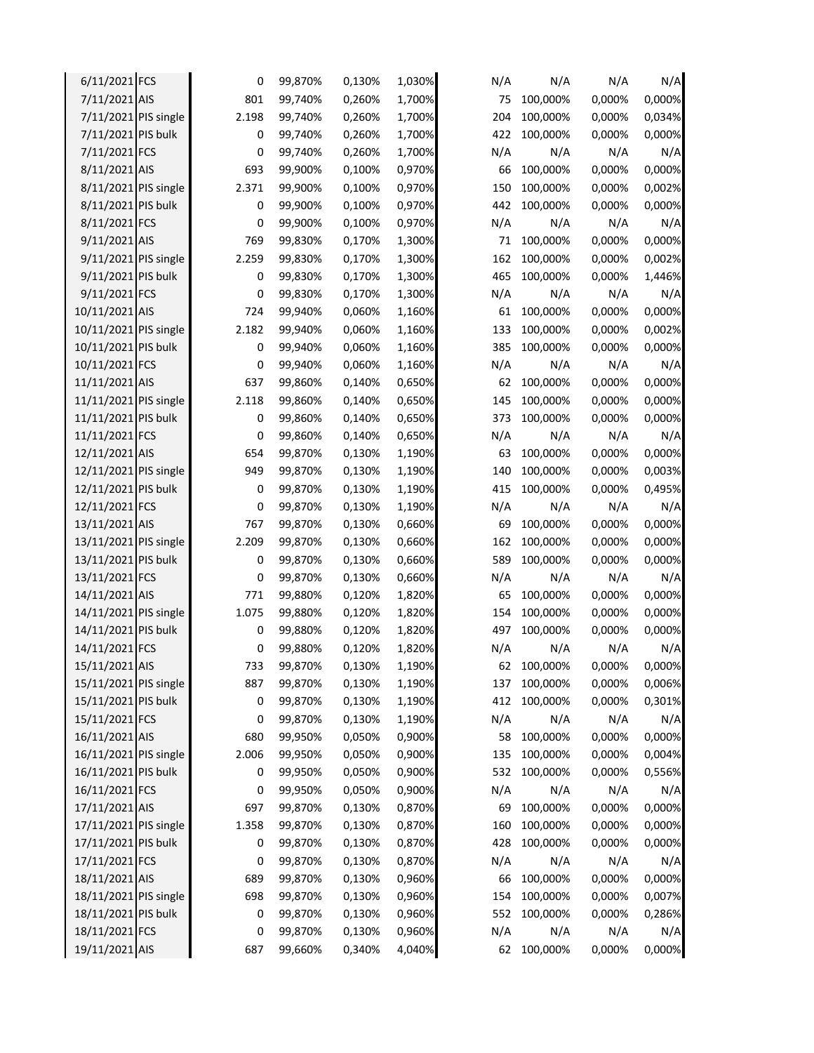| | | | | | | | | | |
|---|---|---|---|---|---|---|---|---|---|
| 6/11/2021 | FCS | 0 | 99,870% | 0,130% | 1,030% | N/A | N/A | N/A | N/A |
| 7/11/2021 | AIS | 801 | 99,740% | 0,260% | 1,700% | 75 | 100,000% | 0,000% | 0,000% |
| 7/11/2021 | PIS single | 2.198 | 99,740% | 0,260% | 1,700% | 204 | 100,000% | 0,000% | 0,034% |
| 7/11/2021 | PIS bulk | 0 | 99,740% | 0,260% | 1,700% | 422 | 100,000% | 0,000% | 0,000% |
| 7/11/2021 | FCS | 0 | 99,740% | 0,260% | 1,700% | N/A | N/A | N/A | N/A |
| 8/11/2021 | AIS | 693 | 99,900% | 0,100% | 0,970% | 66 | 100,000% | 0,000% | 0,000% |
| 8/11/2021 | PIS single | 2.371 | 99,900% | 0,100% | 0,970% | 150 | 100,000% | 0,000% | 0,002% |
| 8/11/2021 | PIS bulk | 0 | 99,900% | 0,100% | 0,970% | 442 | 100,000% | 0,000% | 0,000% |
| 8/11/2021 | FCS | 0 | 99,900% | 0,100% | 0,970% | N/A | N/A | N/A | N/A |
| 9/11/2021 | AIS | 769 | 99,830% | 0,170% | 1,300% | 71 | 100,000% | 0,000% | 0,000% |
| 9/11/2021 | PIS single | 2.259 | 99,830% | 0,170% | 1,300% | 162 | 100,000% | 0,000% | 0,002% |
| 9/11/2021 | PIS bulk | 0 | 99,830% | 0,170% | 1,300% | 465 | 100,000% | 0,000% | 1,446% |
| 9/11/2021 | FCS | 0 | 99,830% | 0,170% | 1,300% | N/A | N/A | N/A | N/A |
| 10/11/2021 | AIS | 724 | 99,940% | 0,060% | 1,160% | 61 | 100,000% | 0,000% | 0,000% |
| 10/11/2021 | PIS single | 2.182 | 99,940% | 0,060% | 1,160% | 133 | 100,000% | 0,000% | 0,002% |
| 10/11/2021 | PIS bulk | 0 | 99,940% | 0,060% | 1,160% | 385 | 100,000% | 0,000% | 0,000% |
| 10/11/2021 | FCS | 0 | 99,940% | 0,060% | 1,160% | N/A | N/A | N/A | N/A |
| 11/11/2021 | AIS | 637 | 99,860% | 0,140% | 0,650% | 62 | 100,000% | 0,000% | 0,000% |
| 11/11/2021 | PIS single | 2.118 | 99,860% | 0,140% | 0,650% | 145 | 100,000% | 0,000% | 0,000% |
| 11/11/2021 | PIS bulk | 0 | 99,860% | 0,140% | 0,650% | 373 | 100,000% | 0,000% | 0,000% |
| 11/11/2021 | FCS | 0 | 99,860% | 0,140% | 0,650% | N/A | N/A | N/A | N/A |
| 12/11/2021 | AIS | 654 | 99,870% | 0,130% | 1,190% | 63 | 100,000% | 0,000% | 0,000% |
| 12/11/2021 | PIS single | 949 | 99,870% | 0,130% | 1,190% | 140 | 100,000% | 0,000% | 0,003% |
| 12/11/2021 | PIS bulk | 0 | 99,870% | 0,130% | 1,190% | 415 | 100,000% | 0,000% | 0,495% |
| 12/11/2021 | FCS | 0 | 99,870% | 0,130% | 1,190% | N/A | N/A | N/A | N/A |
| 13/11/2021 | AIS | 767 | 99,870% | 0,130% | 0,660% | 69 | 100,000% | 0,000% | 0,000% |
| 13/11/2021 | PIS single | 2.209 | 99,870% | 0,130% | 0,660% | 162 | 100,000% | 0,000% | 0,000% |
| 13/11/2021 | PIS bulk | 0 | 99,870% | 0,130% | 0,660% | 589 | 100,000% | 0,000% | 0,000% |
| 13/11/2021 | FCS | 0 | 99,870% | 0,130% | 0,660% | N/A | N/A | N/A | N/A |
| 14/11/2021 | AIS | 771 | 99,880% | 0,120% | 1,820% | 65 | 100,000% | 0,000% | 0,000% |
| 14/11/2021 | PIS single | 1.075 | 99,880% | 0,120% | 1,820% | 154 | 100,000% | 0,000% | 0,000% |
| 14/11/2021 | PIS bulk | 0 | 99,880% | 0,120% | 1,820% | 497 | 100,000% | 0,000% | 0,000% |
| 14/11/2021 | FCS | 0 | 99,880% | 0,120% | 1,820% | N/A | N/A | N/A | N/A |
| 15/11/2021 | AIS | 733 | 99,870% | 0,130% | 1,190% | 62 | 100,000% | 0,000% | 0,000% |
| 15/11/2021 | PIS single | 887 | 99,870% | 0,130% | 1,190% | 137 | 100,000% | 0,000% | 0,006% |
| 15/11/2021 | PIS bulk | 0 | 99,870% | 0,130% | 1,190% | 412 | 100,000% | 0,000% | 0,301% |
| 15/11/2021 | FCS | 0 | 99,870% | 0,130% | 1,190% | N/A | N/A | N/A | N/A |
| 16/11/2021 | AIS | 680 | 99,950% | 0,050% | 0,900% | 58 | 100,000% | 0,000% | 0,000% |
| 16/11/2021 | PIS single | 2.006 | 99,950% | 0,050% | 0,900% | 135 | 100,000% | 0,000% | 0,004% |
| 16/11/2021 | PIS bulk | 0 | 99,950% | 0,050% | 0,900% | 532 | 100,000% | 0,000% | 0,556% |
| 16/11/2021 | FCS | 0 | 99,950% | 0,050% | 0,900% | N/A | N/A | N/A | N/A |
| 17/11/2021 | AIS | 697 | 99,870% | 0,130% | 0,870% | 69 | 100,000% | 0,000% | 0,000% |
| 17/11/2021 | PIS single | 1.358 | 99,870% | 0,130% | 0,870% | 160 | 100,000% | 0,000% | 0,000% |
| 17/11/2021 | PIS bulk | 0 | 99,870% | 0,130% | 0,870% | 428 | 100,000% | 0,000% | 0,000% |
| 17/11/2021 | FCS | 0 | 99,870% | 0,130% | 0,870% | N/A | N/A | N/A | N/A |
| 18/11/2021 | AIS | 689 | 99,870% | 0,130% | 0,960% | 66 | 100,000% | 0,000% | 0,000% |
| 18/11/2021 | PIS single | 698 | 99,870% | 0,130% | 0,960% | 154 | 100,000% | 0,000% | 0,007% |
| 18/11/2021 | PIS bulk | 0 | 99,870% | 0,130% | 0,960% | 552 | 100,000% | 0,000% | 0,286% |
| 18/11/2021 | FCS | 0 | 99,870% | 0,130% | 0,960% | N/A | N/A | N/A | N/A |
| 19/11/2021 | AIS | 687 | 99,660% | 0,340% | 4,040% | 62 | 100,000% | 0,000% | 0,000% |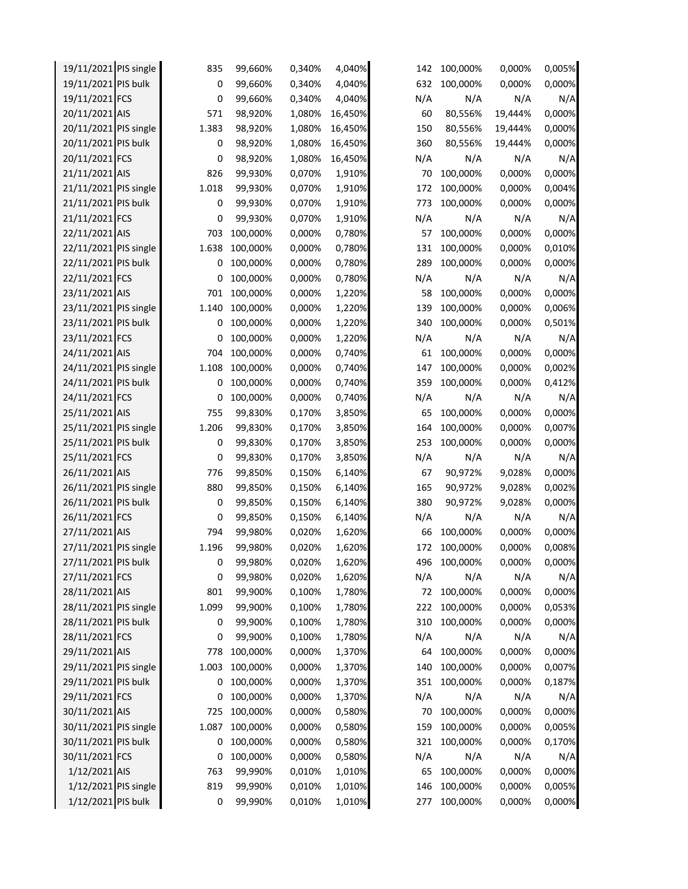|  |  |  |  |  |  |  |  |  |  |
|---|---|---|---|---|---|---|---|---|---|
| 19/11/2021 | PIS single | 835 | 99,660% | 0,340% | 4,040% | 142 | 100,000% | 0,000% | 0,005% |
| 19/11/2021 | PIS bulk | 0 | 99,660% | 0,340% | 4,040% | 632 | 100,000% | 0,000% | 0,000% |
| 19/11/2021 | FCS | 0 | 99,660% | 0,340% | 4,040% | N/A | N/A | N/A | N/A |
| 20/11/2021 | AIS | 571 | 98,920% | 1,080% | 16,450% | 60 | 80,556% | 19,444% | 0,000% |
| 20/11/2021 | PIS single | 1.383 | 98,920% | 1,080% | 16,450% | 150 | 80,556% | 19,444% | 0,000% |
| 20/11/2021 | PIS bulk | 0 | 98,920% | 1,080% | 16,450% | 360 | 80,556% | 19,444% | 0,000% |
| 20/11/2021 | FCS | 0 | 98,920% | 1,080% | 16,450% | N/A | N/A | N/A | N/A |
| 21/11/2021 | AIS | 826 | 99,930% | 0,070% | 1,910% | 70 | 100,000% | 0,000% | 0,000% |
| 21/11/2021 | PIS single | 1.018 | 99,930% | 0,070% | 1,910% | 172 | 100,000% | 0,000% | 0,004% |
| 21/11/2021 | PIS bulk | 0 | 99,930% | 0,070% | 1,910% | 773 | 100,000% | 0,000% | 0,000% |
| 21/11/2021 | FCS | 0 | 99,930% | 0,070% | 1,910% | N/A | N/A | N/A | N/A |
| 22/11/2021 | AIS | 703 | 100,000% | 0,000% | 0,780% | 57 | 100,000% | 0,000% | 0,000% |
| 22/11/2021 | PIS single | 1.638 | 100,000% | 0,000% | 0,780% | 131 | 100,000% | 0,000% | 0,010% |
| 22/11/2021 | PIS bulk | 0 | 100,000% | 0,000% | 0,780% | 289 | 100,000% | 0,000% | 0,000% |
| 22/11/2021 | FCS | 0 | 100,000% | 0,000% | 0,780% | N/A | N/A | N/A | N/A |
| 23/11/2021 | AIS | 701 | 100,000% | 0,000% | 1,220% | 58 | 100,000% | 0,000% | 0,000% |
| 23/11/2021 | PIS single | 1.140 | 100,000% | 0,000% | 1,220% | 139 | 100,000% | 0,000% | 0,006% |
| 23/11/2021 | PIS bulk | 0 | 100,000% | 0,000% | 1,220% | 340 | 100,000% | 0,000% | 0,501% |
| 23/11/2021 | FCS | 0 | 100,000% | 0,000% | 1,220% | N/A | N/A | N/A | N/A |
| 24/11/2021 | AIS | 704 | 100,000% | 0,000% | 0,740% | 61 | 100,000% | 0,000% | 0,000% |
| 24/11/2021 | PIS single | 1.108 | 100,000% | 0,000% | 0,740% | 147 | 100,000% | 0,000% | 0,002% |
| 24/11/2021 | PIS bulk | 0 | 100,000% | 0,000% | 0,740% | 359 | 100,000% | 0,000% | 0,412% |
| 24/11/2021 | FCS | 0 | 100,000% | 0,000% | 0,740% | N/A | N/A | N/A | N/A |
| 25/11/2021 | AIS | 755 | 99,830% | 0,170% | 3,850% | 65 | 100,000% | 0,000% | 0,000% |
| 25/11/2021 | PIS single | 1.206 | 99,830% | 0,170% | 3,850% | 164 | 100,000% | 0,000% | 0,007% |
| 25/11/2021 | PIS bulk | 0 | 99,830% | 0,170% | 3,850% | 253 | 100,000% | 0,000% | 0,000% |
| 25/11/2021 | FCS | 0 | 99,830% | 0,170% | 3,850% | N/A | N/A | N/A | N/A |
| 26/11/2021 | AIS | 776 | 99,850% | 0,150% | 6,140% | 67 | 90,972% | 9,028% | 0,000% |
| 26/11/2021 | PIS single | 880 | 99,850% | 0,150% | 6,140% | 165 | 90,972% | 9,028% | 0,002% |
| 26/11/2021 | PIS bulk | 0 | 99,850% | 0,150% | 6,140% | 380 | 90,972% | 9,028% | 0,000% |
| 26/11/2021 | FCS | 0 | 99,850% | 0,150% | 6,140% | N/A | N/A | N/A | N/A |
| 27/11/2021 | AIS | 794 | 99,980% | 0,020% | 1,620% | 66 | 100,000% | 0,000% | 0,000% |
| 27/11/2021 | PIS single | 1.196 | 99,980% | 0,020% | 1,620% | 172 | 100,000% | 0,000% | 0,008% |
| 27/11/2021 | PIS bulk | 0 | 99,980% | 0,020% | 1,620% | 496 | 100,000% | 0,000% | 0,000% |
| 27/11/2021 | FCS | 0 | 99,980% | 0,020% | 1,620% | N/A | N/A | N/A | N/A |
| 28/11/2021 | AIS | 801 | 99,900% | 0,100% | 1,780% | 72 | 100,000% | 0,000% | 0,000% |
| 28/11/2021 | PIS single | 1.099 | 99,900% | 0,100% | 1,780% | 222 | 100,000% | 0,000% | 0,053% |
| 28/11/2021 | PIS bulk | 0 | 99,900% | 0,100% | 1,780% | 310 | 100,000% | 0,000% | 0,000% |
| 28/11/2021 | FCS | 0 | 99,900% | 0,100% | 1,780% | N/A | N/A | N/A | N/A |
| 29/11/2021 | AIS | 778 | 100,000% | 0,000% | 1,370% | 64 | 100,000% | 0,000% | 0,000% |
| 29/11/2021 | PIS single | 1.003 | 100,000% | 0,000% | 1,370% | 140 | 100,000% | 0,000% | 0,007% |
| 29/11/2021 | PIS bulk | 0 | 100,000% | 0,000% | 1,370% | 351 | 100,000% | 0,000% | 0,187% |
| 29/11/2021 | FCS | 0 | 100,000% | 0,000% | 1,370% | N/A | N/A | N/A | N/A |
| 30/11/2021 | AIS | 725 | 100,000% | 0,000% | 0,580% | 70 | 100,000% | 0,000% | 0,000% |
| 30/11/2021 | PIS single | 1.087 | 100,000% | 0,000% | 0,580% | 159 | 100,000% | 0,000% | 0,005% |
| 30/11/2021 | PIS bulk | 0 | 100,000% | 0,000% | 0,580% | 321 | 100,000% | 0,000% | 0,170% |
| 30/11/2021 | FCS | 0 | 100,000% | 0,000% | 0,580% | N/A | N/A | N/A | N/A |
| 1/12/2021 | AIS | 763 | 99,990% | 0,010% | 1,010% | 65 | 100,000% | 0,000% | 0,000% |
| 1/12/2021 | PIS single | 819 | 99,990% | 0,010% | 1,010% | 146 | 100,000% | 0,000% | 0,005% |
| 1/12/2021 | PIS bulk | 0 | 99,990% | 0,010% | 1,010% | 277 | 100,000% | 0,000% | 0,000% |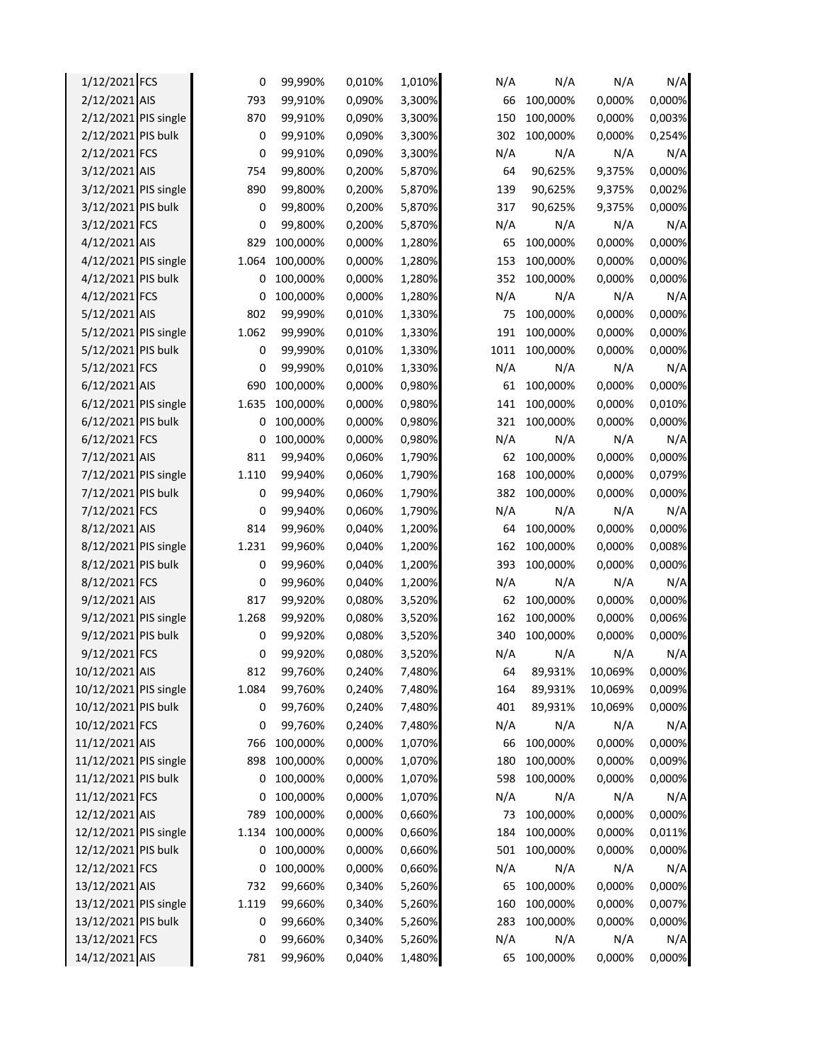|  |  |  |  |  |  |  |  |  |  |
|---|---|---|---|---|---|---|---|---|---|
| 1/12/2021 | FCS | 0 | 99,990% | 0,010% | 1,010% | N/A | N/A | N/A | N/A |
| 2/12/2021 | AIS | 793 | 99,910% | 0,090% | 3,300% | 66 | 100,000% | 0,000% | 0,000% |
| 2/12/2021 | PIS single | 870 | 99,910% | 0,090% | 3,300% | 150 | 100,000% | 0,000% | 0,003% |
| 2/12/2021 | PIS bulk | 0 | 99,910% | 0,090% | 3,300% | 302 | 100,000% | 0,000% | 0,254% |
| 2/12/2021 | FCS | 0 | 99,910% | 0,090% | 3,300% | N/A | N/A | N/A | N/A |
| 3/12/2021 | AIS | 754 | 99,800% | 0,200% | 5,870% | 64 | 90,625% | 9,375% | 0,000% |
| 3/12/2021 | PIS single | 890 | 99,800% | 0,200% | 5,870% | 139 | 90,625% | 9,375% | 0,002% |
| 3/12/2021 | PIS bulk | 0 | 99,800% | 0,200% | 5,870% | 317 | 90,625% | 9,375% | 0,000% |
| 3/12/2021 | FCS | 0 | 99,800% | 0,200% | 5,870% | N/A | N/A | N/A | N/A |
| 4/12/2021 | AIS | 829 | 100,000% | 0,000% | 1,280% | 65 | 100,000% | 0,000% | 0,000% |
| 4/12/2021 | PIS single | 1.064 | 100,000% | 0,000% | 1,280% | 153 | 100,000% | 0,000% | 0,000% |
| 4/12/2021 | PIS bulk | 0 | 100,000% | 0,000% | 1,280% | 352 | 100,000% | 0,000% | 0,000% |
| 4/12/2021 | FCS | 0 | 100,000% | 0,000% | 1,280% | N/A | N/A | N/A | N/A |
| 5/12/2021 | AIS | 802 | 99,990% | 0,010% | 1,330% | 75 | 100,000% | 0,000% | 0,000% |
| 5/12/2021 | PIS single | 1.062 | 99,990% | 0,010% | 1,330% | 191 | 100,000% | 0,000% | 0,000% |
| 5/12/2021 | PIS bulk | 0 | 99,990% | 0,010% | 1,330% | 1011 | 100,000% | 0,000% | 0,000% |
| 5/12/2021 | FCS | 0 | 99,990% | 0,010% | 1,330% | N/A | N/A | N/A | N/A |
| 6/12/2021 | AIS | 690 | 100,000% | 0,000% | 0,980% | 61 | 100,000% | 0,000% | 0,000% |
| 6/12/2021 | PIS single | 1.635 | 100,000% | 0,000% | 0,980% | 141 | 100,000% | 0,000% | 0,010% |
| 6/12/2021 | PIS bulk | 0 | 100,000% | 0,000% | 0,980% | 321 | 100,000% | 0,000% | 0,000% |
| 6/12/2021 | FCS | 0 | 100,000% | 0,000% | 0,980% | N/A | N/A | N/A | N/A |
| 7/12/2021 | AIS | 811 | 99,940% | 0,060% | 1,790% | 62 | 100,000% | 0,000% | 0,000% |
| 7/12/2021 | PIS single | 1.110 | 99,940% | 0,060% | 1,790% | 168 | 100,000% | 0,000% | 0,079% |
| 7/12/2021 | PIS bulk | 0 | 99,940% | 0,060% | 1,790% | 382 | 100,000% | 0,000% | 0,000% |
| 7/12/2021 | FCS | 0 | 99,940% | 0,060% | 1,790% | N/A | N/A | N/A | N/A |
| 8/12/2021 | AIS | 814 | 99,960% | 0,040% | 1,200% | 64 | 100,000% | 0,000% | 0,000% |
| 8/12/2021 | PIS single | 1.231 | 99,960% | 0,040% | 1,200% | 162 | 100,000% | 0,000% | 0,008% |
| 8/12/2021 | PIS bulk | 0 | 99,960% | 0,040% | 1,200% | 393 | 100,000% | 0,000% | 0,000% |
| 8/12/2021 | FCS | 0 | 99,960% | 0,040% | 1,200% | N/A | N/A | N/A | N/A |
| 9/12/2021 | AIS | 817 | 99,920% | 0,080% | 3,520% | 62 | 100,000% | 0,000% | 0,000% |
| 9/12/2021 | PIS single | 1.268 | 99,920% | 0,080% | 3,520% | 162 | 100,000% | 0,000% | 0,006% |
| 9/12/2021 | PIS bulk | 0 | 99,920% | 0,080% | 3,520% | 340 | 100,000% | 0,000% | 0,000% |
| 9/12/2021 | FCS | 0 | 99,920% | 0,080% | 3,520% | N/A | N/A | N/A | N/A |
| 10/12/2021 | AIS | 812 | 99,760% | 0,240% | 7,480% | 64 | 89,931% | 10,069% | 0,000% |
| 10/12/2021 | PIS single | 1.084 | 99,760% | 0,240% | 7,480% | 164 | 89,931% | 10,069% | 0,009% |
| 10/12/2021 | PIS bulk | 0 | 99,760% | 0,240% | 7,480% | 401 | 89,931% | 10,069% | 0,000% |
| 10/12/2021 | FCS | 0 | 99,760% | 0,240% | 7,480% | N/A | N/A | N/A | N/A |
| 11/12/2021 | AIS | 766 | 100,000% | 0,000% | 1,070% | 66 | 100,000% | 0,000% | 0,000% |
| 11/12/2021 | PIS single | 898 | 100,000% | 0,000% | 1,070% | 180 | 100,000% | 0,000% | 0,009% |
| 11/12/2021 | PIS bulk | 0 | 100,000% | 0,000% | 1,070% | 598 | 100,000% | 0,000% | 0,000% |
| 11/12/2021 | FCS | 0 | 100,000% | 0,000% | 1,070% | N/A | N/A | N/A | N/A |
| 12/12/2021 | AIS | 789 | 100,000% | 0,000% | 0,660% | 73 | 100,000% | 0,000% | 0,000% |
| 12/12/2021 | PIS single | 1.134 | 100,000% | 0,000% | 0,660% | 184 | 100,000% | 0,000% | 0,011% |
| 12/12/2021 | PIS bulk | 0 | 100,000% | 0,000% | 0,660% | 501 | 100,000% | 0,000% | 0,000% |
| 12/12/2021 | FCS | 0 | 100,000% | 0,000% | 0,660% | N/A | N/A | N/A | N/A |
| 13/12/2021 | AIS | 732 | 99,660% | 0,340% | 5,260% | 65 | 100,000% | 0,000% | 0,000% |
| 13/12/2021 | PIS single | 1.119 | 99,660% | 0,340% | 5,260% | 160 | 100,000% | 0,000% | 0,007% |
| 13/12/2021 | PIS bulk | 0 | 99,660% | 0,340% | 5,260% | 283 | 100,000% | 0,000% | 0,000% |
| 13/12/2021 | FCS | 0 | 99,660% | 0,340% | 5,260% | N/A | N/A | N/A | N/A |
| 14/12/2021 | AIS | 781 | 99,960% | 0,040% | 1,480% | 65 | 100,000% | 0,000% | 0,000% |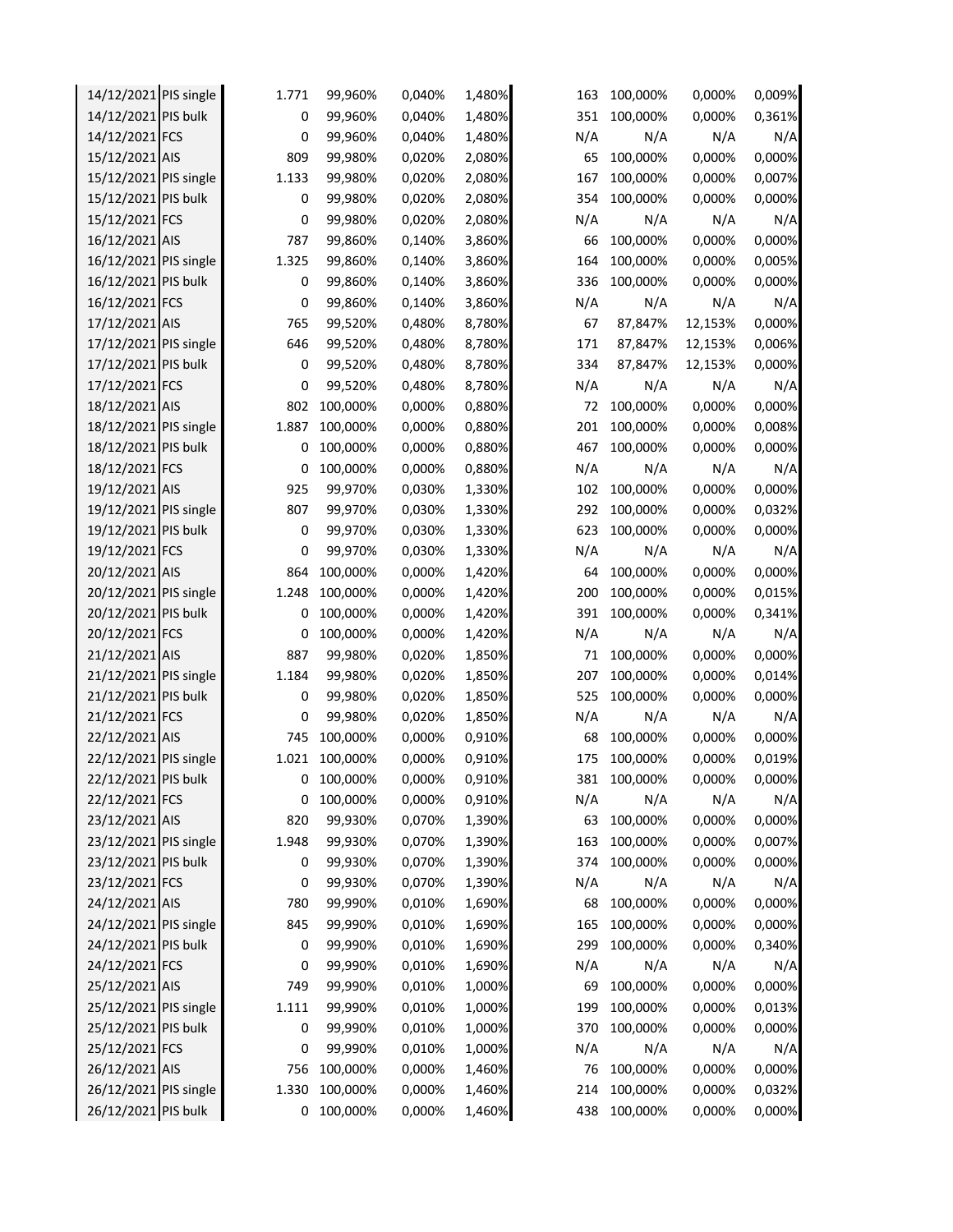| | | | | | | | | | |
|---|---|---|---|---|---|---|---|---|---|
| 14/12/2021 | PIS single | 1.771 | 99,960% | 0,040% | 1,480% | 163 | 100,000% | 0,000% | 0,009% |
| 14/12/2021 | PIS bulk | 0 | 99,960% | 0,040% | 1,480% | 351 | 100,000% | 0,000% | 0,361% |
| 14/12/2021 | FCS | 0 | 99,960% | 0,040% | 1,480% | N/A | N/A | N/A | N/A |
| 15/12/2021 | AIS | 809 | 99,980% | 0,020% | 2,080% | 65 | 100,000% | 0,000% | 0,000% |
| 15/12/2021 | PIS single | 1.133 | 99,980% | 0,020% | 2,080% | 167 | 100,000% | 0,000% | 0,007% |
| 15/12/2021 | PIS bulk | 0 | 99,980% | 0,020% | 2,080% | 354 | 100,000% | 0,000% | 0,000% |
| 15/12/2021 | FCS | 0 | 99,980% | 0,020% | 2,080% | N/A | N/A | N/A | N/A |
| 16/12/2021 | AIS | 787 | 99,860% | 0,140% | 3,860% | 66 | 100,000% | 0,000% | 0,000% |
| 16/12/2021 | PIS single | 1.325 | 99,860% | 0,140% | 3,860% | 164 | 100,000% | 0,000% | 0,005% |
| 16/12/2021 | PIS bulk | 0 | 99,860% | 0,140% | 3,860% | 336 | 100,000% | 0,000% | 0,000% |
| 16/12/2021 | FCS | 0 | 99,860% | 0,140% | 3,860% | N/A | N/A | N/A | N/A |
| 17/12/2021 | AIS | 765 | 99,520% | 0,480% | 8,780% | 67 | 87,847% | 12,153% | 0,000% |
| 17/12/2021 | PIS single | 646 | 99,520% | 0,480% | 8,780% | 171 | 87,847% | 12,153% | 0,006% |
| 17/12/2021 | PIS bulk | 0 | 99,520% | 0,480% | 8,780% | 334 | 87,847% | 12,153% | 0,000% |
| 17/12/2021 | FCS | 0 | 99,520% | 0,480% | 8,780% | N/A | N/A | N/A | N/A |
| 18/12/2021 | AIS | 802 | 100,000% | 0,000% | 0,880% | 72 | 100,000% | 0,000% | 0,000% |
| 18/12/2021 | PIS single | 1.887 | 100,000% | 0,000% | 0,880% | 201 | 100,000% | 0,000% | 0,008% |
| 18/12/2021 | PIS bulk | 0 | 100,000% | 0,000% | 0,880% | 467 | 100,000% | 0,000% | 0,000% |
| 18/12/2021 | FCS | 0 | 100,000% | 0,000% | 0,880% | N/A | N/A | N/A | N/A |
| 19/12/2021 | AIS | 925 | 99,970% | 0,030% | 1,330% | 102 | 100,000% | 0,000% | 0,000% |
| 19/12/2021 | PIS single | 807 | 99,970% | 0,030% | 1,330% | 292 | 100,000% | 0,000% | 0,032% |
| 19/12/2021 | PIS bulk | 0 | 99,970% | 0,030% | 1,330% | 623 | 100,000% | 0,000% | 0,000% |
| 19/12/2021 | FCS | 0 | 99,970% | 0,030% | 1,330% | N/A | N/A | N/A | N/A |
| 20/12/2021 | AIS | 864 | 100,000% | 0,000% | 1,420% | 64 | 100,000% | 0,000% | 0,000% |
| 20/12/2021 | PIS single | 1.248 | 100,000% | 0,000% | 1,420% | 200 | 100,000% | 0,000% | 0,015% |
| 20/12/2021 | PIS bulk | 0 | 100,000% | 0,000% | 1,420% | 391 | 100,000% | 0,000% | 0,341% |
| 20/12/2021 | FCS | 0 | 100,000% | 0,000% | 1,420% | N/A | N/A | N/A | N/A |
| 21/12/2021 | AIS | 887 | 99,980% | 0,020% | 1,850% | 71 | 100,000% | 0,000% | 0,000% |
| 21/12/2021 | PIS single | 1.184 | 99,980% | 0,020% | 1,850% | 207 | 100,000% | 0,000% | 0,014% |
| 21/12/2021 | PIS bulk | 0 | 99,980% | 0,020% | 1,850% | 525 | 100,000% | 0,000% | 0,000% |
| 21/12/2021 | FCS | 0 | 99,980% | 0,020% | 1,850% | N/A | N/A | N/A | N/A |
| 22/12/2021 | AIS | 745 | 100,000% | 0,000% | 0,910% | 68 | 100,000% | 0,000% | 0,000% |
| 22/12/2021 | PIS single | 1.021 | 100,000% | 0,000% | 0,910% | 175 | 100,000% | 0,000% | 0,019% |
| 22/12/2021 | PIS bulk | 0 | 100,000% | 0,000% | 0,910% | 381 | 100,000% | 0,000% | 0,000% |
| 22/12/2021 | FCS | 0 | 100,000% | 0,000% | 0,910% | N/A | N/A | N/A | N/A |
| 23/12/2021 | AIS | 820 | 99,930% | 0,070% | 1,390% | 63 | 100,000% | 0,000% | 0,000% |
| 23/12/2021 | PIS single | 1.948 | 99,930% | 0,070% | 1,390% | 163 | 100,000% | 0,000% | 0,007% |
| 23/12/2021 | PIS bulk | 0 | 99,930% | 0,070% | 1,390% | 374 | 100,000% | 0,000% | 0,000% |
| 23/12/2021 | FCS | 0 | 99,930% | 0,070% | 1,390% | N/A | N/A | N/A | N/A |
| 24/12/2021 | AIS | 780 | 99,990% | 0,010% | 1,690% | 68 | 100,000% | 0,000% | 0,000% |
| 24/12/2021 | PIS single | 845 | 99,990% | 0,010% | 1,690% | 165 | 100,000% | 0,000% | 0,000% |
| 24/12/2021 | PIS bulk | 0 | 99,990% | 0,010% | 1,690% | 299 | 100,000% | 0,000% | 0,340% |
| 24/12/2021 | FCS | 0 | 99,990% | 0,010% | 1,690% | N/A | N/A | N/A | N/A |
| 25/12/2021 | AIS | 749 | 99,990% | 0,010% | 1,000% | 69 | 100,000% | 0,000% | 0,000% |
| 25/12/2021 | PIS single | 1.111 | 99,990% | 0,010% | 1,000% | 199 | 100,000% | 0,000% | 0,013% |
| 25/12/2021 | PIS bulk | 0 | 99,990% | 0,010% | 1,000% | 370 | 100,000% | 0,000% | 0,000% |
| 25/12/2021 | FCS | 0 | 99,990% | 0,010% | 1,000% | N/A | N/A | N/A | N/A |
| 26/12/2021 | AIS | 756 | 100,000% | 0,000% | 1,460% | 76 | 100,000% | 0,000% | 0,000% |
| 26/12/2021 | PIS single | 1.330 | 100,000% | 0,000% | 1,460% | 214 | 100,000% | 0,000% | 0,032% |
| 26/12/2021 | PIS bulk | 0 | 100,000% | 0,000% | 1,460% | 438 | 100,000% | 0,000% | 0,000% |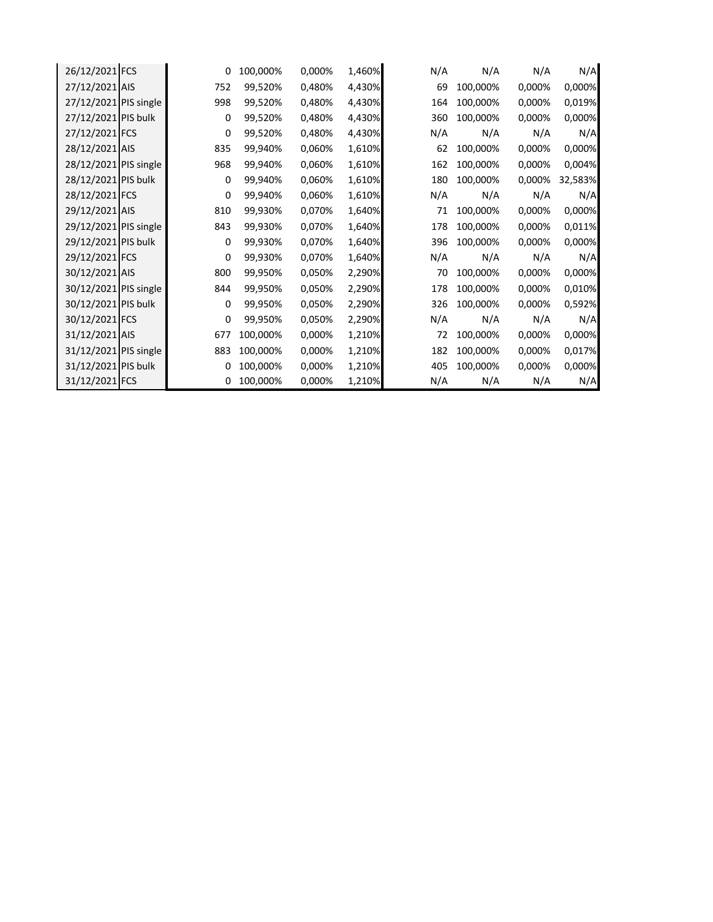| | | | | | | | | | |
|---|---|---|---|---|---|---|---|---|---|
| 26/12/2021 | FCS | 0 | 100,000% | 0,000% | 1,460% | N/A | N/A | N/A | N/A |
| 27/12/2021 | AIS | 752 | 99,520% | 0,480% | 4,430% | 69 | 100,000% | 0,000% | 0,000% |
| 27/12/2021 | PIS single | 998 | 99,520% | 0,480% | 4,430% | 164 | 100,000% | 0,000% | 0,019% |
| 27/12/2021 | PIS bulk | 0 | 99,520% | 0,480% | 4,430% | 360 | 100,000% | 0,000% | 0,000% |
| 27/12/2021 | FCS | 0 | 99,520% | 0,480% | 4,430% | N/A | N/A | N/A | N/A |
| 28/12/2021 | AIS | 835 | 99,940% | 0,060% | 1,610% | 62 | 100,000% | 0,000% | 0,000% |
| 28/12/2021 | PIS single | 968 | 99,940% | 0,060% | 1,610% | 162 | 100,000% | 0,000% | 0,004% |
| 28/12/2021 | PIS bulk | 0 | 99,940% | 0,060% | 1,610% | 180 | 100,000% | 0,000% | 32,583% |
| 28/12/2021 | FCS | 0 | 99,940% | 0,060% | 1,610% | N/A | N/A | N/A | N/A |
| 29/12/2021 | AIS | 810 | 99,930% | 0,070% | 1,640% | 71 | 100,000% | 0,000% | 0,000% |
| 29/12/2021 | PIS single | 843 | 99,930% | 0,070% | 1,640% | 178 | 100,000% | 0,000% | 0,011% |
| 29/12/2021 | PIS bulk | 0 | 99,930% | 0,070% | 1,640% | 396 | 100,000% | 0,000% | 0,000% |
| 29/12/2021 | FCS | 0 | 99,930% | 0,070% | 1,640% | N/A | N/A | N/A | N/A |
| 30/12/2021 | AIS | 800 | 99,950% | 0,050% | 2,290% | 70 | 100,000% | 0,000% | 0,000% |
| 30/12/2021 | PIS single | 844 | 99,950% | 0,050% | 2,290% | 178 | 100,000% | 0,000% | 0,010% |
| 30/12/2021 | PIS bulk | 0 | 99,950% | 0,050% | 2,290% | 326 | 100,000% | 0,000% | 0,592% |
| 30/12/2021 | FCS | 0 | 99,950% | 0,050% | 2,290% | N/A | N/A | N/A | N/A |
| 31/12/2021 | AIS | 677 | 100,000% | 0,000% | 1,210% | 72 | 100,000% | 0,000% | 0,000% |
| 31/12/2021 | PIS single | 883 | 100,000% | 0,000% | 1,210% | 182 | 100,000% | 0,000% | 0,017% |
| 31/12/2021 | PIS bulk | 0 | 100,000% | 0,000% | 1,210% | 405 | 100,000% | 0,000% | 0,000% |
| 31/12/2021 | FCS | 0 | 100,000% | 0,000% | 1,210% | N/A | N/A | N/A | N/A |